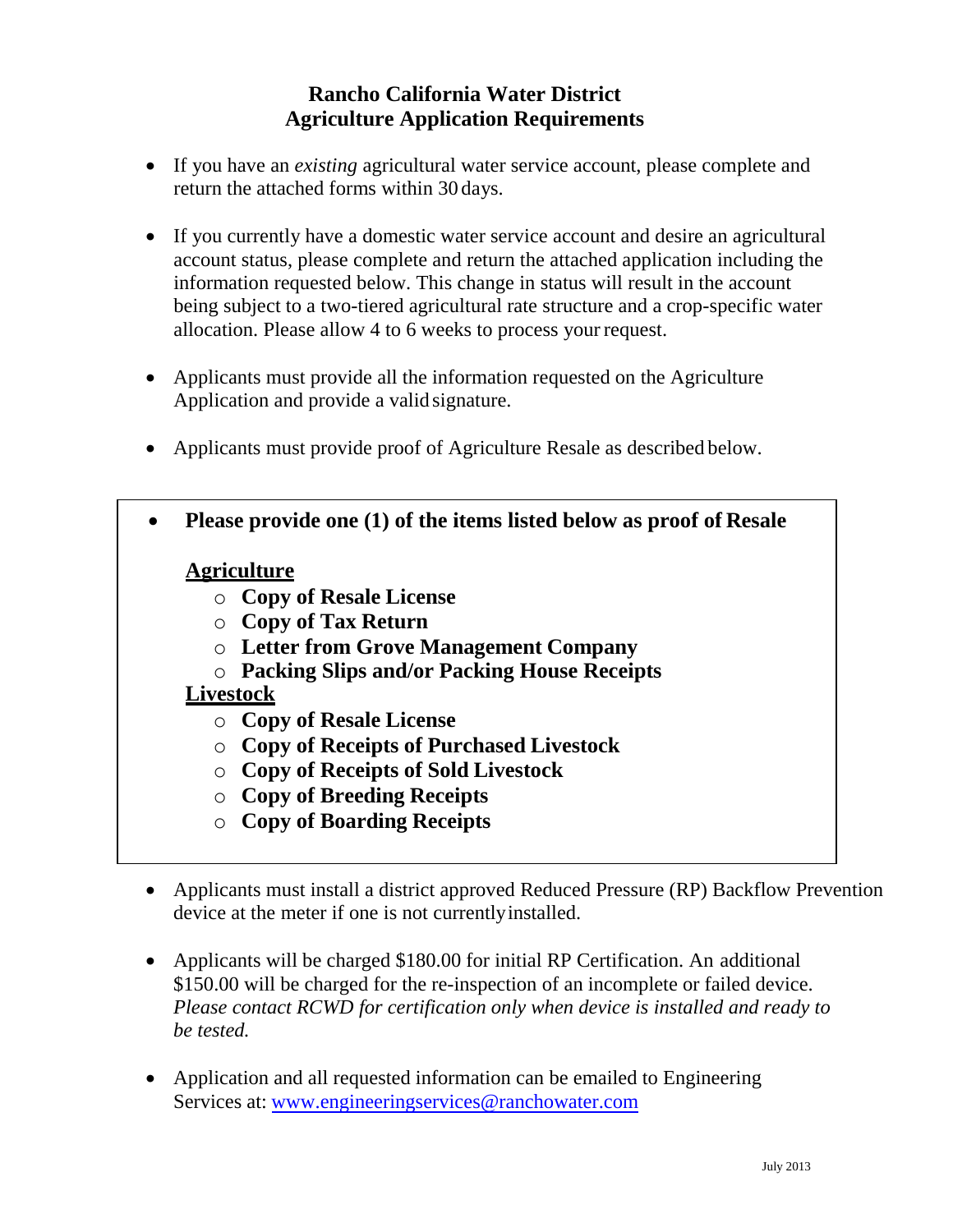# Rancho California Water District
# Agriculture Application Requirements

- If you have an *existing* agricultural water service account, please complete and return the attached forms within 30 days.

- If you currently have a domestic water service account and desire an agricultural account status, please complete and return the attached application including the information requested below. This change in status will result in the account being subject to a two-tiered agricultural rate structure and a crop-specific water allocation. Please allow 4 to 6 weeks to process your request.

- Applicants must provide all the information requested on the Agriculture Application and provide a valid signature.

- Applicants must provide proof of Agriculture Resale as described below.

- **Please provide one (1) of the items listed below as proof of Resale**

  **Agriculture**
  - **Copy of Resale License**
  - **Copy of Tax Return**
  - **Letter from Grove Management Company**
  - **Packing Slips and/or Packing House Receipts**

  **Livestock**
  - **Copy of Resale License**
  - **Copy of Receipts of Purchased Livestock**
  - **Copy of Receipts of Sold Livestock**
  - **Copy of Breeding Receipts**
  - **Copy of Boarding Receipts**

- Applicants must install a district approved Reduced Pressure (RP) Backflow Prevention device at the meter if one is not currently installed.

- Applicants will be charged $180.00 for initial RP Certification. An additional $150.00 will be charged for the re-inspection of an incomplete or failed device. *Please contact RCWD for certification only when device is installed and ready to be tested.*

- Application and all requested information can be emailed to Engineering Services at: www.engineeringservices@ranchowater.com

July 2013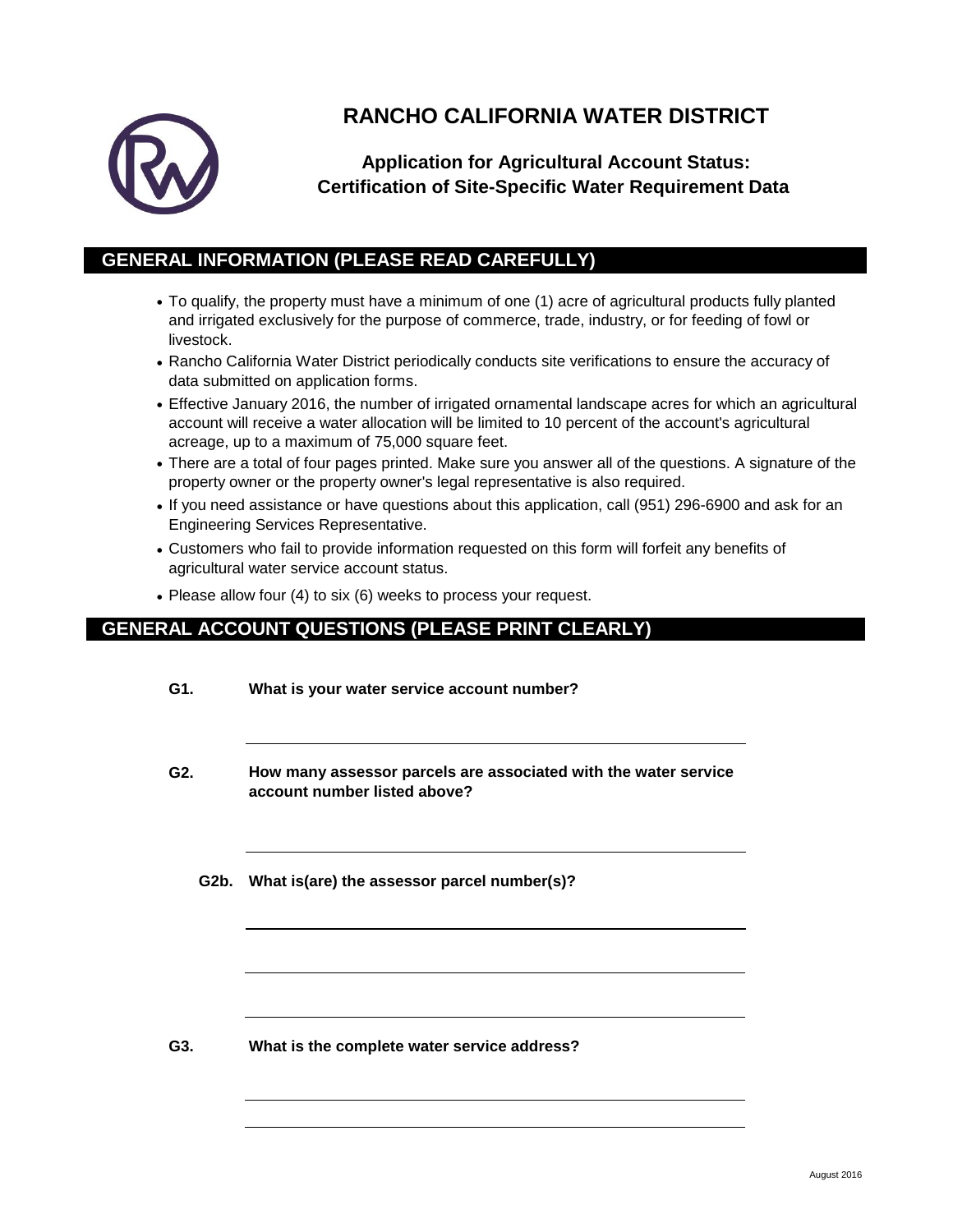# RANCHO CALIFORNIA WATER DISTRICT

### Application for Agricultural Account Status: Certification of Site-Specific Water Requirement Data

## GENERAL INFORMATION (PLEASE READ CAREFULLY)

- To qualify, the property must have a minimum of one (1) acre of agricultural products fully planted and irrigated exclusively for the purpose of commerce, trade, industry, or for feeding of fowl or livestock.
- Rancho California Water District periodically conducts site verifications to ensure the accuracy of data submitted on application forms.
- Effective January 2016, the number of irrigated ornamental landscape acres for which an agricultural account will receive a water allocation will be limited to 10 percent of the account's agricultural acreage, up to a maximum of 75,000 square feet.
- There are a total of four pages printed. Make sure you answer all of the questions. A signature of the property owner or the property owner's legal representative is also required.
- If you need assistance or have questions about this application, call (951) 296-6900 and ask for an Engineering Services Representative.
- Customers who fail to provide information requested on this form will forfeit any benefits of agricultural water service account status.
- Please allow four (4) to six (6) weeks to process your request.

## GENERAL ACCOUNT QUESTIONS (PLEASE PRINT CLEARLY)

**G1. What is your water service account number?**

\_\_\_\_\_\_\_\_\_\_\_\_\_\_\_\_\_\_\_\_\_\_\_\_\_\_\_\_\_\_\_\_\_\_\_\_\_\_\_\_

**G2. How many assessor parcels are associated with the water service account number listed above?**

\_\_\_\_\_\_\_\_\_\_\_\_\_\_\_\_\_\_\_\_\_\_\_\_\_\_\_\_\_\_\_\_\_\_\_\_\_\_\_\_

**G2b. What is(are) the assessor parcel number(s)?**

\_\_\_\_\_\_\_\_\_\_\_\_\_\_\_\_\_\_\_\_\_\_\_\_\_\_\_\_\_\_\_\_\_\_\_\_\_\_\_\_

\_\_\_\_\_\_\_\_\_\_\_\_\_\_\_\_\_\_\_\_\_\_\_\_\_\_\_\_\_\_\_\_\_\_\_\_\_\_\_\_

\_\_\_\_\_\_\_\_\_\_\_\_\_\_\_\_\_\_\_\_\_\_\_\_\_\_\_\_\_\_\_\_\_\_\_\_\_\_\_\_

**G3. What is the complete water service address?**

\_\_\_\_\_\_\_\_\_\_\_\_\_\_\_\_\_\_\_\_\_\_\_\_\_\_\_\_\_\_\_\_\_\_\_\_\_\_\_\_

\_\_\_\_\_\_\_\_\_\_\_\_\_\_\_\_\_\_\_\_\_\_\_\_\_\_\_\_\_\_\_\_\_\_\_\_\_\_\_\_

August 2016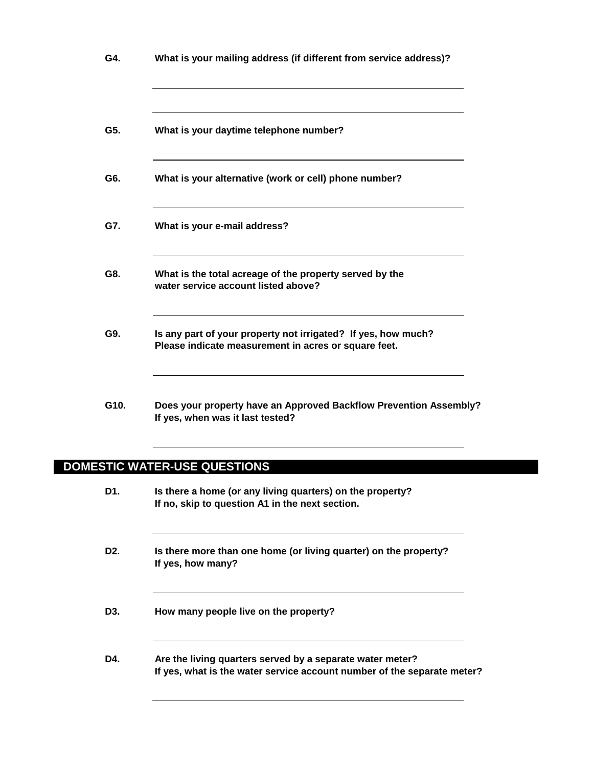**G4.** **What is your mailing address (if different from service address)?**

\_\_\_\_\_\_\_\_\_\_\_\_\_\_\_\_\_\_\_\_\_\_\_\_\_\_\_\_\_\_\_\_\_\_\_\_\_\_\_\_

\_\_\_\_\_\_\_\_\_\_\_\_\_\_\_\_\_\_\_\_\_\_\_\_\_\_\_\_\_\_\_\_\_\_\_\_\_\_\_\_

**G5.** **What is your daytime telephone number?**

\_\_\_\_\_\_\_\_\_\_\_\_\_\_\_\_\_\_\_\_\_\_\_\_\_\_\_\_\_\_\_\_\_\_\_\_\_\_\_\_

**G6.** **What is your alternative (work or cell) phone number?**

\_\_\_\_\_\_\_\_\_\_\_\_\_\_\_\_\_\_\_\_\_\_\_\_\_\_\_\_\_\_\_\_\_\_\_\_\_\_\_\_

**G7.** **What is your e-mail address?**

\_\_\_\_\_\_\_\_\_\_\_\_\_\_\_\_\_\_\_\_\_\_\_\_\_\_\_\_\_\_\_\_\_\_\_\_\_\_\_\_

**G8.** **What is the total acreage of the property served by the water service account listed above?**

\_\_\_\_\_\_\_\_\_\_\_\_\_\_\_\_\_\_\_\_\_\_\_\_\_\_\_\_\_\_\_\_\_\_\_\_\_\_\_\_

**G9.** **Is any part of your property not irrigated? If yes, how much? Please indicate measurement in acres or square feet.**

\_\_\_\_\_\_\_\_\_\_\_\_\_\_\_\_\_\_\_\_\_\_\_\_\_\_\_\_\_\_\_\_\_\_\_\_\_\_\_\_

**G10.** **Does your property have an Approved Backflow Prevention Assembly? If yes, when was it last tested?**

\_\_\_\_\_\_\_\_\_\_\_\_\_\_\_\_\_\_\_\_\_\_\_\_\_\_\_\_\_\_\_\_\_\_\_\_\_\_\_\_

## DOMESTIC WATER-USE QUESTIONS

**D1.** **Is there a home (or any living quarters) on the property? If no, skip to question A1 in the next section.**

\_\_\_\_\_\_\_\_\_\_\_\_\_\_\_\_\_\_\_\_\_\_\_\_\_\_\_\_\_\_\_\_\_\_\_\_\_\_\_\_

**D2.** **Is there more than one home (or living quarter) on the property? If yes, how many?**

\_\_\_\_\_\_\_\_\_\_\_\_\_\_\_\_\_\_\_\_\_\_\_\_\_\_\_\_\_\_\_\_\_\_\_\_\_\_\_\_

**D3.** **How many people live on the property?**

\_\_\_\_\_\_\_\_\_\_\_\_\_\_\_\_\_\_\_\_\_\_\_\_\_\_\_\_\_\_\_\_\_\_\_\_\_\_\_\_

**D4.** **Are the living quarters served by a separate water meter? If yes, what is the water service account number of the separate meter?**

\_\_\_\_\_\_\_\_\_\_\_\_\_\_\_\_\_\_\_\_\_\_\_\_\_\_\_\_\_\_\_\_\_\_\_\_\_\_\_\_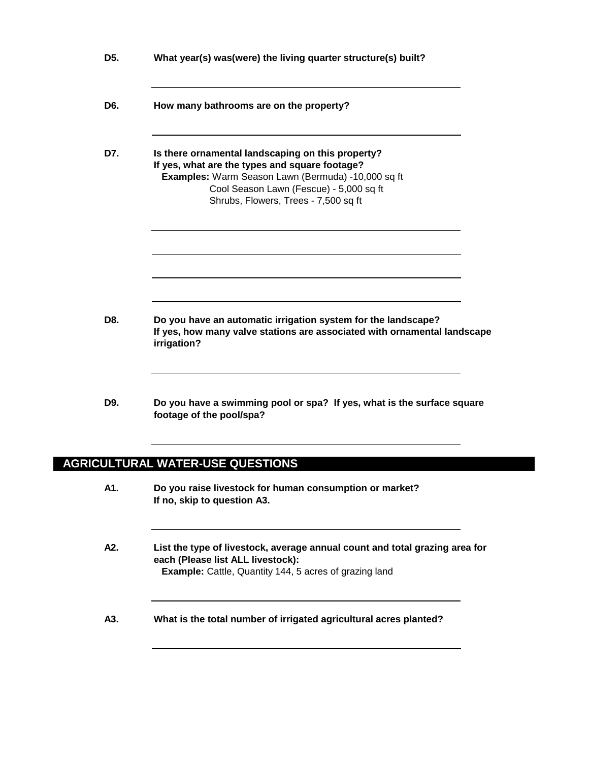**D5.** **What year(s) was(were) the living quarter structure(s) built?**

**D6.** **How many bathrooms are on the property?**

**D7.** **Is there ornamental landscaping on this property?**
**If yes, what are the types and square footage?**
**Examples:** Warm Season Lawn (Bermuda) -10,000 sq ft
Cool Season Lawn (Fescue) - 5,000 sq ft
Shrubs, Flowers, Trees - 7,500 sq ft

**D8.** **Do you have an automatic irrigation system for the landscape?**
**If yes, how many valve stations are associated with ornamental landscape irrigation?**

**D9.** **Do you have a swimming pool or spa? If yes, what is the surface square footage of the pool/spa?**

## AGRICULTURAL WATER-USE QUESTIONS

**A1.** **Do you raise livestock for human consumption or market?**
**If no, skip to question A3.**

**A2.** **List the type of livestock, average annual count and total grazing area for each (Please list ALL livestock):**
**Example:** Cattle, Quantity 144, 5 acres of grazing land

**A3.** **What is the total number of irrigated agricultural acres planted?**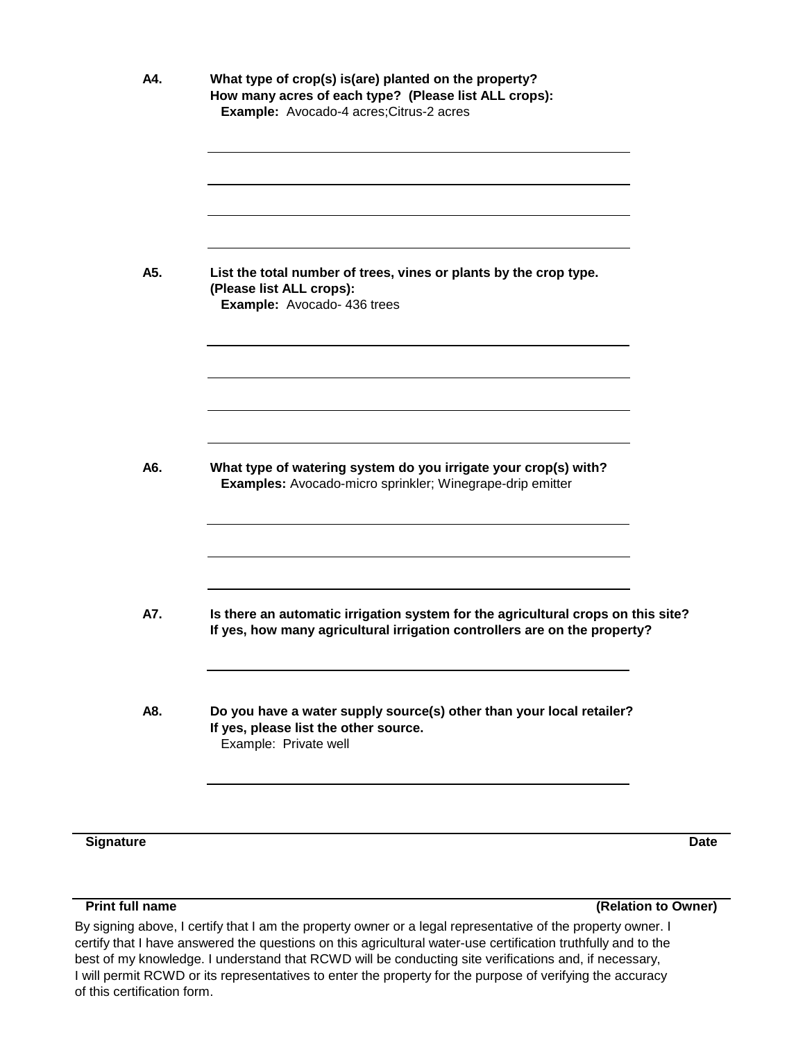**A4.** **What type of crop(s) is(are) planted on the property?**
**How many acres of each type? (Please list ALL crops):**
**Example:** Avocado-4 acres;Citrus-2 acres

\_\_\_\_\_\_\_\_\_\_\_\_\_\_\_\_\_\_\_\_\_\_\_\_\_\_\_\_\_\_\_\_\_\_\_\_\_\_\_\_

\_\_\_\_\_\_\_\_\_\_\_\_\_\_\_\_\_\_\_\_\_\_\_\_\_\_\_\_\_\_\_\_\_\_\_\_\_\_\_\_

\_\_\_\_\_\_\_\_\_\_\_\_\_\_\_\_\_\_\_\_\_\_\_\_\_\_\_\_\_\_\_\_\_\_\_\_\_\_\_\_

\_\_\_\_\_\_\_\_\_\_\_\_\_\_\_\_\_\_\_\_\_\_\_\_\_\_\_\_\_\_\_\_\_\_\_\_\_\_\_\_

**A5.** **List the total number of trees, vines or plants by the crop type.**
**(Please list ALL crops):**
**Example:** Avocado- 436 trees

\_\_\_\_\_\_\_\_\_\_\_\_\_\_\_\_\_\_\_\_\_\_\_\_\_\_\_\_\_\_\_\_\_\_\_\_\_\_\_\_

\_\_\_\_\_\_\_\_\_\_\_\_\_\_\_\_\_\_\_\_\_\_\_\_\_\_\_\_\_\_\_\_\_\_\_\_\_\_\_\_

\_\_\_\_\_\_\_\_\_\_\_\_\_\_\_\_\_\_\_\_\_\_\_\_\_\_\_\_\_\_\_\_\_\_\_\_\_\_\_\_

\_\_\_\_\_\_\_\_\_\_\_\_\_\_\_\_\_\_\_\_\_\_\_\_\_\_\_\_\_\_\_\_\_\_\_\_\_\_\_\_

**A6.** **What type of watering system do you irrigate your crop(s) with?**
**Examples:** Avocado-micro sprinkler; Winegrape-drip emitter

\_\_\_\_\_\_\_\_\_\_\_\_\_\_\_\_\_\_\_\_\_\_\_\_\_\_\_\_\_\_\_\_\_\_\_\_\_\_\_\_

\_\_\_\_\_\_\_\_\_\_\_\_\_\_\_\_\_\_\_\_\_\_\_\_\_\_\_\_\_\_\_\_\_\_\_\_\_\_\_\_

\_\_\_\_\_\_\_\_\_\_\_\_\_\_\_\_\_\_\_\_\_\_\_\_\_\_\_\_\_\_\_\_\_\_\_\_\_\_\_\_

**A7.** **Is there an automatic irrigation system for the agricultural crops on this site?**
**If yes, how many agricultural irrigation controllers are on the property?**

\_\_\_\_\_\_\_\_\_\_\_\_\_\_\_\_\_\_\_\_\_\_\_\_\_\_\_\_\_\_\_\_\_\_\_\_\_\_\_\_

**A8.** **Do you have a water supply source(s) other than your local retailer?**
**If yes, please list the other source.**
Example: Private well

\_\_\_\_\_\_\_\_\_\_\_\_\_\_\_\_\_\_\_\_\_\_\_\_\_\_\_\_\_\_\_\_\_\_\_\_\_\_\_\_

\_\_\_\_\_\_\_\_\_\_\_\_\_\_\_\_\_\_\_\_\_\_\_\_\_\_\_\_\_\_\_\_\_\_\_\_\_\_\_\_\_\_\_\_\_\_\_\_\_\_\_\_\_\_\_\_\_\_\_\_
**Signature** **Date**

\_\_\_\_\_\_\_\_\_\_\_\_\_\_\_\_\_\_\_\_\_\_\_\_\_\_\_\_\_\_\_\_\_\_\_\_\_\_\_\_\_\_\_\_\_\_\_\_\_\_\_\_\_\_\_\_\_\_\_\_
**Print full name** **(Relation to Owner)**

By signing above, I certify that I am the property owner or a legal representative of the property owner. I certify that I have answered the questions on this agricultural water-use certification truthfully and to the best of my knowledge. I understand that RCWD will be conducting site verifications and, if necessary, I will permit RCWD or its representatives to enter the property for the purpose of verifying the accuracy of this certification form.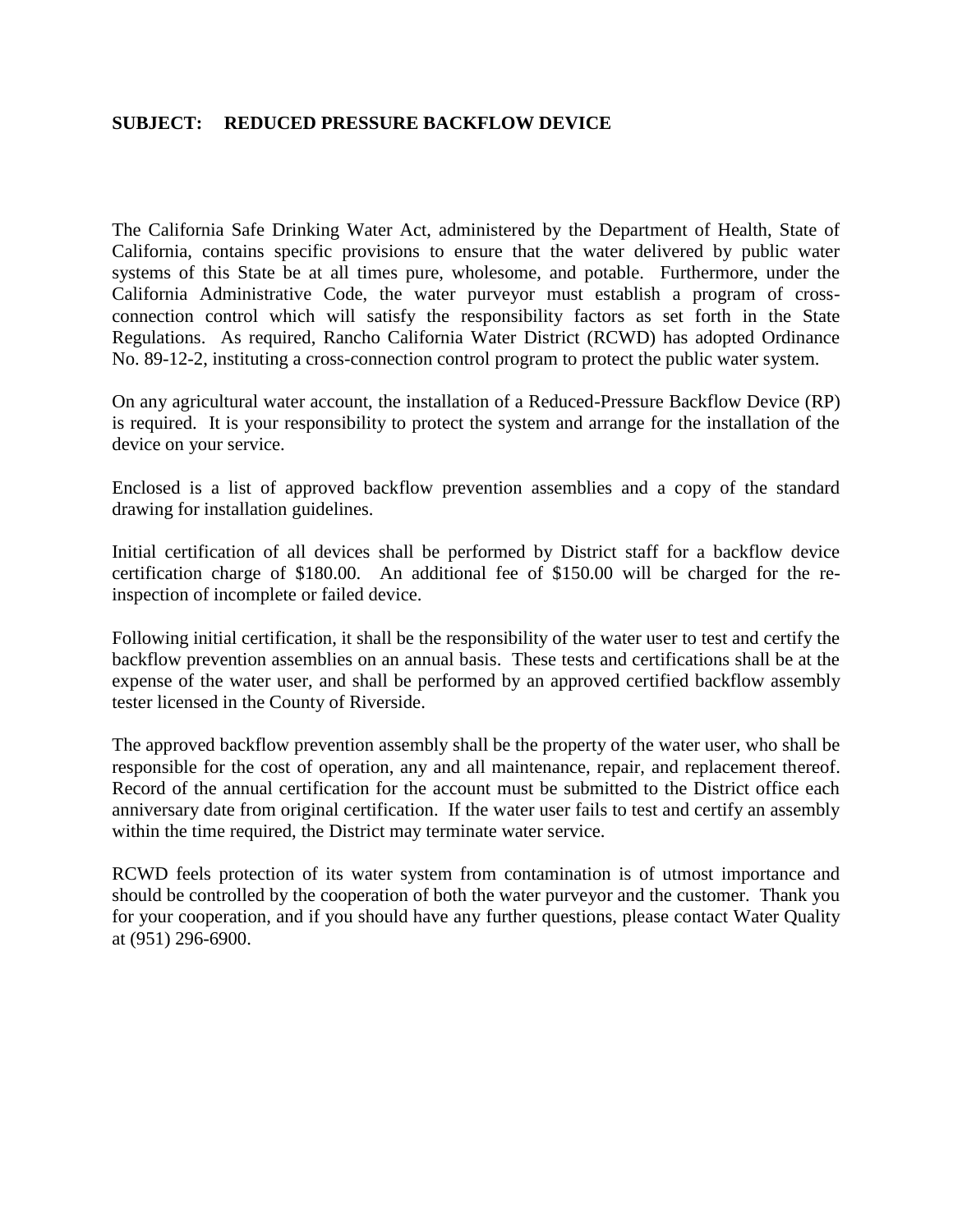**SUBJECT: REDUCED PRESSURE BACKFLOW DEVICE**

The California Safe Drinking Water Act, administered by the Department of Health, State of California, contains specific provisions to ensure that the water delivered by public water systems of this State be at all times pure, wholesome, and potable. Furthermore, under the California Administrative Code, the water purveyor must establish a program of cross-connection control which will satisfy the responsibility factors as set forth in the State Regulations. As required, Rancho California Water District (RCWD) has adopted Ordinance No. 89-12-2, instituting a cross-connection control program to protect the public water system.

On any agricultural water account, the installation of a Reduced-Pressure Backflow Device (RP) is required. It is your responsibility to protect the system and arrange for the installation of the device on your service.

Enclosed is a list of approved backflow prevention assemblies and a copy of the standard drawing for installation guidelines.

Initial certification of all devices shall be performed by District staff for a backflow device certification charge of $180.00. An additional fee of $150.00 will be charged for the re-inspection of incomplete or failed device.

Following initial certification, it shall be the responsibility of the water user to test and certify the backflow prevention assemblies on an annual basis. These tests and certifications shall be at the expense of the water user, and shall be performed by an approved certified backflow assembly tester licensed in the County of Riverside.

The approved backflow prevention assembly shall be the property of the water user, who shall be responsible for the cost of operation, any and all maintenance, repair, and replacement thereof. Record of the annual certification for the account must be submitted to the District office each anniversary date from original certification. If the water user fails to test and certify an assembly within the time required, the District may terminate water service.

RCWD feels protection of its water system from contamination is of utmost importance and should be controlled by the cooperation of both the water purveyor and the customer. Thank you for your cooperation, and if you should have any further questions, please contact Water Quality at (951) 296-6900.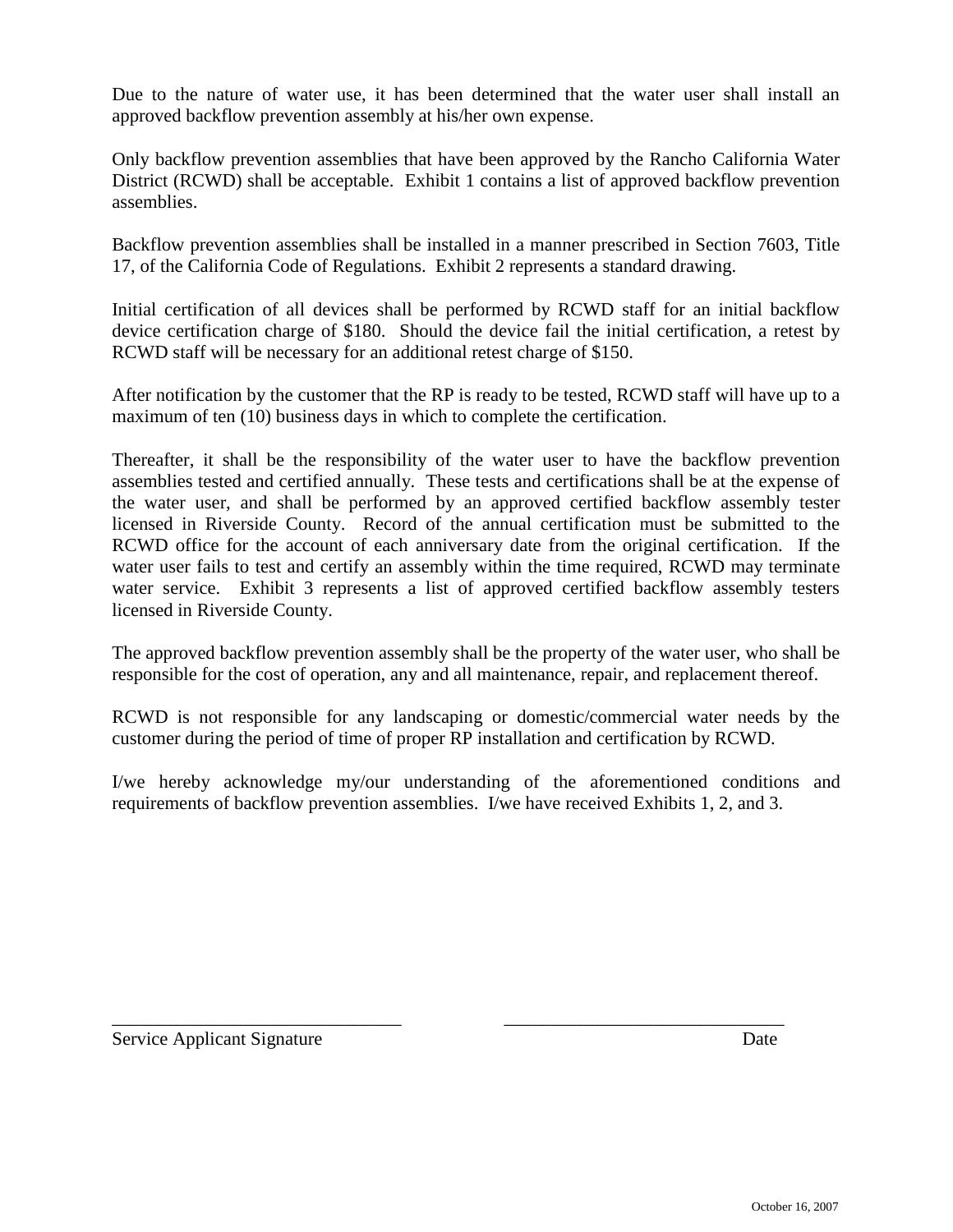Due to the nature of water use, it has been determined that the water user shall install an approved backflow prevention assembly at his/her own expense.

Only backflow prevention assemblies that have been approved by the Rancho California Water District (RCWD) shall be acceptable. Exhibit 1 contains a list of approved backflow prevention assemblies.

Backflow prevention assemblies shall be installed in a manner prescribed in Section 7603, Title 17, of the California Code of Regulations. Exhibit 2 represents a standard drawing.

Initial certification of all devices shall be performed by RCWD staff for an initial backflow device certification charge of $180. Should the device fail the initial certification, a retest by RCWD staff will be necessary for an additional retest charge of $150.

After notification by the customer that the RP is ready to be tested, RCWD staff will have up to a maximum of ten (10) business days in which to complete the certification.

Thereafter, it shall be the responsibility of the water user to have the backflow prevention assemblies tested and certified annually. These tests and certifications shall be at the expense of the water user, and shall be performed by an approved certified backflow assembly tester licensed in Riverside County. Record of the annual certification must be submitted to the RCWD office for the account of each anniversary date from the original certification. If the water user fails to test and certify an assembly within the time required, RCWD may terminate water service. Exhibit 3 represents a list of approved certified backflow assembly testers licensed in Riverside County.

The approved backflow prevention assembly shall be the property of the water user, who shall be responsible for the cost of operation, any and all maintenance, repair, and replacement thereof.

RCWD is not responsible for any landscaping or domestic/commercial water needs by the customer during the period of time of proper RP installation and certification by RCWD.

I/we hereby acknowledge my/our understanding of the aforementioned conditions and requirements of backflow prevention assemblies. I/we have received Exhibits 1, 2, and 3.

\_\_\_\_\_\_\_\_\_\_\_\_\_\_\_\_\_\_\_\_\_\_\_\_\_\_\_\_\_\_\_\_ \_\_\_\_\_\_\_\_\_\_\_\_\_\_\_\_\_\_\_\_\_\_\_\_\_\_\_\_\_\_\_\_

Service Applicant Signature Date

October 16, 2007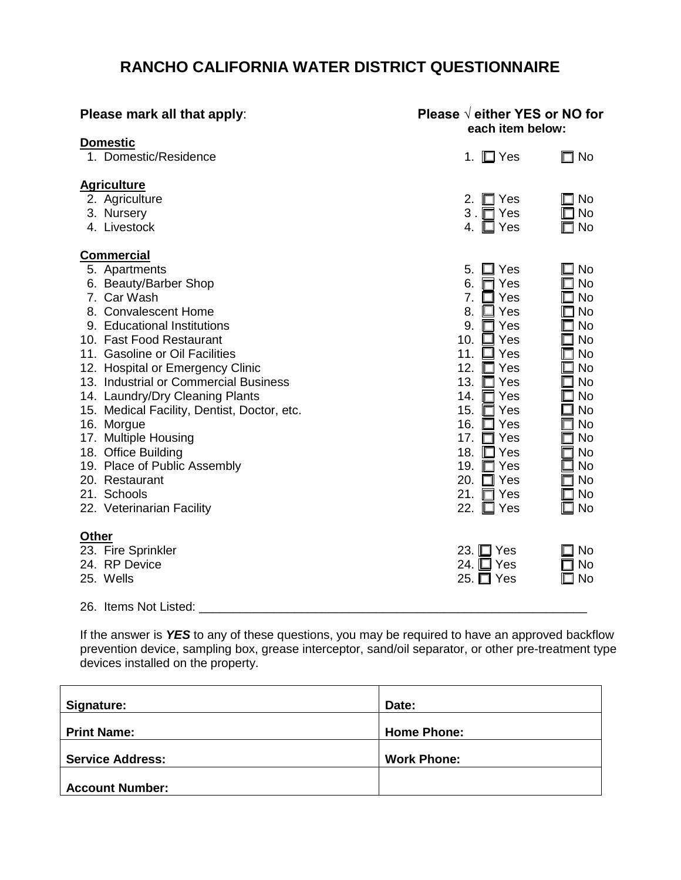# RANCHO CALIFORNIA WATER DISTRICT QUESTIONNAIRE

**Please mark all that apply**: **Please √ either YES or NO for each item below:**

**Domestic**

| | | |
|---|---|---|
| 1. Domestic/Residence | 1. ☐ Yes | ☐ No |

**Agriculture**

| | | |
|---|---|---|
| 2. Agriculture | 2. ☐ Yes | ☐ No |
| 3. Nursery | 3 . ☐ Yes | ☐ No |
| 4. Livestock | 4. ☐ Yes | ☐ No |

**Commercial**

| | | |
|---|---|---|
| 5. Apartments | 5. ☐ Yes | ☐ No |
| 6. Beauty/Barber Shop | 6. ☐ Yes | ☐ No |
| 7. Car Wash | 7. ☐ Yes | ☐ No |
| 8. Convalescent Home | 8. ☐ Yes | ☐ No |
| 9. Educational Institutions | 9. ☐ Yes | ☐ No |
| 10. Fast Food Restaurant | 10. ☐ Yes | ☐ No |
| 11. Gasoline or Oil Facilities | 11. ☐ Yes | ☐ No |
| 12. Hospital or Emergency Clinic | 12. ☐ Yes | ☐ No |
| 13. Industrial or Commercial Business | 13. ☐ Yes | ☐ No |
| 14. Laundry/Dry Cleaning Plants | 14. ☐ Yes | ☐ No |
| 15. Medical Facility, Dentist, Doctor, etc. | 15. ☐ Yes | ☐ No |
| 16. Morgue | 16. ☐ Yes | ☐ No |
| 17. Multiple Housing | 17. ☐ Yes | ☐ No |
| 18. Office Building | 18. ☐ Yes | ☐ No |
| 19. Place of Public Assembly | 19. ☐ Yes | ☐ No |
| 20. Restaurant | 20. ☐ Yes | ☐ No |
| 21. Schools | 21. ☐ Yes | ☐ No |
| 22. Veterinarian Facility | 22. ☐ Yes | ☐ No |

**Other**

| | | |
|---|---|---|
| 23. Fire Sprinkler | 23. ☐ Yes | ☐ No |
| 24. RP Device | 24. ☐ Yes | ☐ No |
| 25. Wells | 25. ☐ Yes | ☐ No |

26. Items Not Listed: ___________________________________________________________

If the answer is ***YES*** to any of these questions, you may be required to have an approved backflow prevention device, sampling box, grease interceptor, sand/oil separator, or other pre-treatment type devices installed on the property.

| | |
|---|---|
| **Signature:** | **Date:** |
| **Print Name:** | **Home Phone:** |
| **Service Address:** | **Work Phone:** |
| **Account Number:** | |